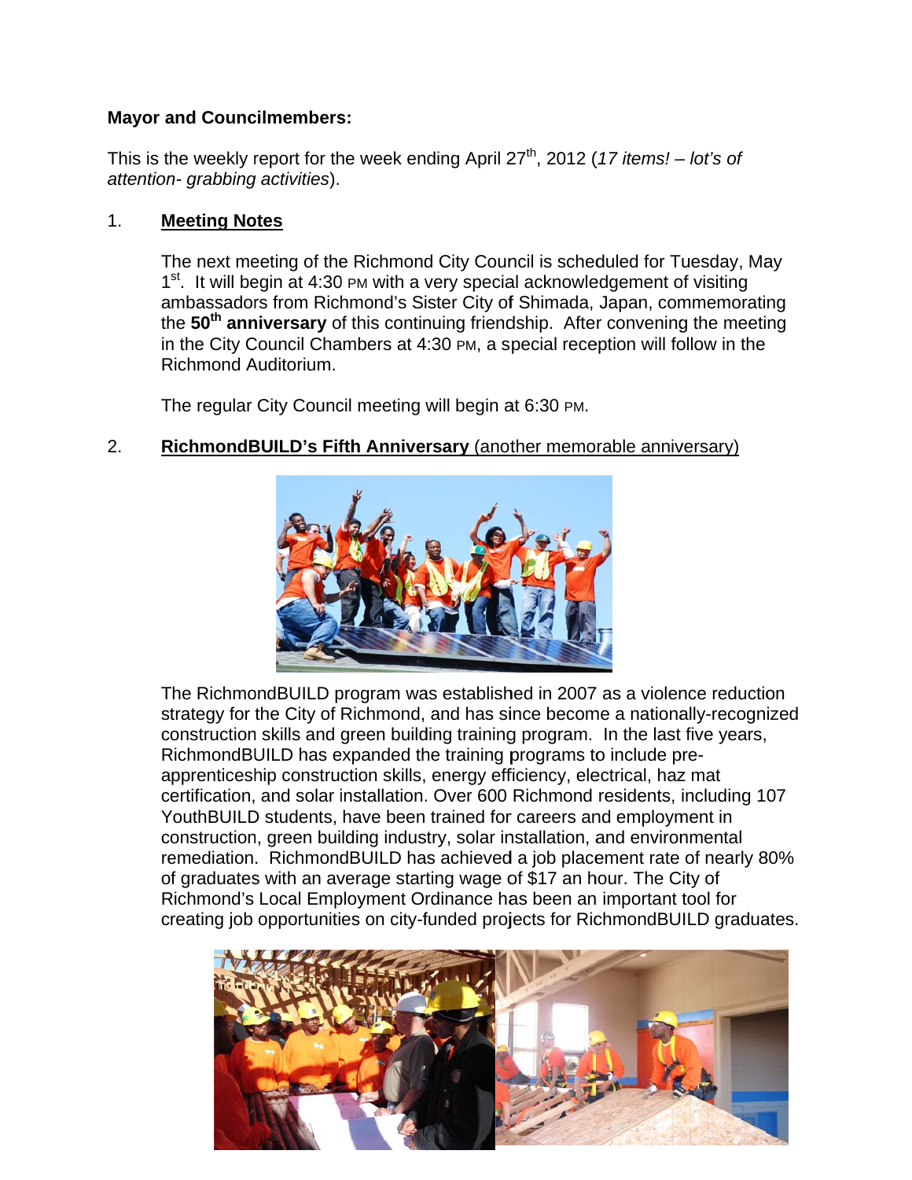**Mayor and Councilmembers:**

This is the weekly report for the week ending April 27th, 2012 (*17 items! – lot's of attention- grabbing activities*).

1. **Meeting Notes**

   The next meeting of the Richmond City Council is scheduled for Tuesday, May 1st. It will begin at 4:30 PM with a very special acknowledgement of visiting ambassadors from Richmond's Sister City of Shimada, Japan, commemorating the **50th anniversary** of this continuing friendship. After convening the meeting in the City Council Chambers at 4:30 PM, a special reception will follow in the Richmond Auditorium.

   The regular City Council meeting will begin at 6:30 PM.

2. **RichmondBUILD's Fifth Anniversary** (another memorable anniversary)

   The RichmondBUILD program was established in 2007 as a violence reduction strategy for the City of Richmond, and has since become a nationally-recognized construction skills and green building training program. In the last five years, RichmondBUILD has expanded the training programs to include pre-apprenticeship construction skills, energy efficiency, electrical, haz mat certification, and solar installation. Over 600 Richmond residents, including 107 YouthBUILD students, have been trained for careers and employment in construction, green building industry, solar installation, and environmental remediation. RichmondBUILD has achieved a job placement rate of nearly 80% of graduates with an average starting wage of $17 an hour. The City of Richmond's Local Employment Ordinance has been an important tool for creating job opportunities on city-funded projects for RichmondBUILD graduates.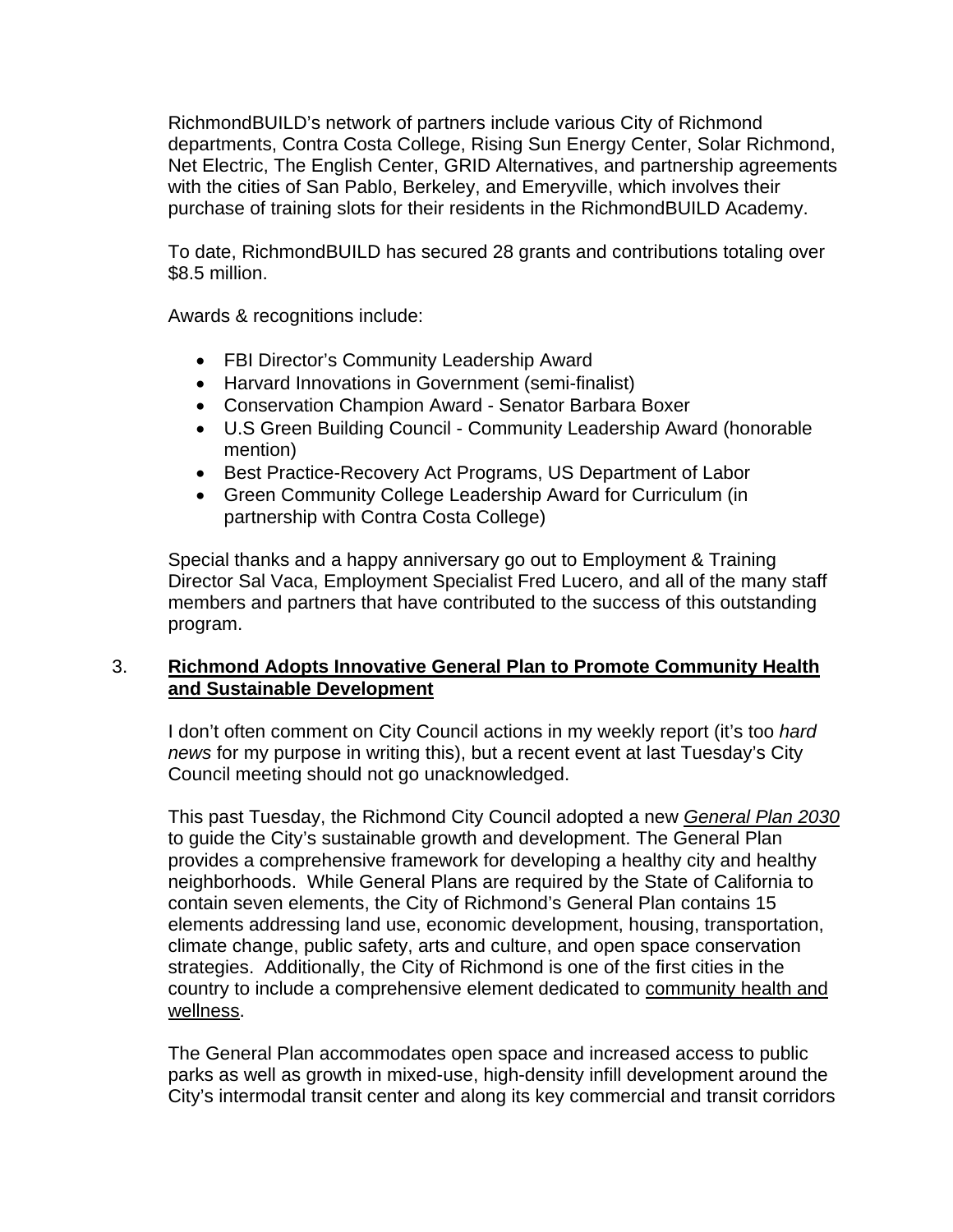RichmondBUILD's network of partners include various City of Richmond departments, Contra Costa College, Rising Sun Energy Center, Solar Richmond, Net Electric, The English Center, GRID Alternatives, and partnership agreements with the cities of San Pablo, Berkeley, and Emeryville, which involves their purchase of training slots for their residents in the RichmondBUILD Academy.

To date, RichmondBUILD has secured 28 grants and contributions totaling over $8.5 million.

Awards & recognitions include:

- FBI Director's Community Leadership Award
- Harvard Innovations in Government (semi-finalist)
- Conservation Champion Award - Senator Barbara Boxer
- U.S Green Building Council - Community Leadership Award (honorable mention)
- Best Practice-Recovery Act Programs, US Department of Labor
- Green Community College Leadership Award for Curriculum (in partnership with Contra Costa College)

Special thanks and a happy anniversary go out to Employment & Training Director Sal Vaca, Employment Specialist Fred Lucero, and all of the many staff members and partners that have contributed to the success of this outstanding program.

3. **Richmond Adopts Innovative General Plan to Promote Community Health and Sustainable Development**

I don't often comment on City Council actions in my weekly report (it's too *hard news* for my purpose in writing this), but a recent event at last Tuesday's City Council meeting should not go unacknowledged.

This past Tuesday, the Richmond City Council adopted a new *General Plan 2030* to guide the City's sustainable growth and development. The General Plan provides a comprehensive framework for developing a healthy city and healthy neighborhoods. While General Plans are required by the State of California to contain seven elements, the City of Richmond's General Plan contains 15 elements addressing land use, economic development, housing, transportation, climate change, public safety, arts and culture, and open space conservation strategies. Additionally, the City of Richmond is one of the first cities in the country to include a comprehensive element dedicated to community health and wellness.

The General Plan accommodates open space and increased access to public parks as well as growth in mixed-use, high-density infill development around the City's intermodal transit center and along its key commercial and transit corridors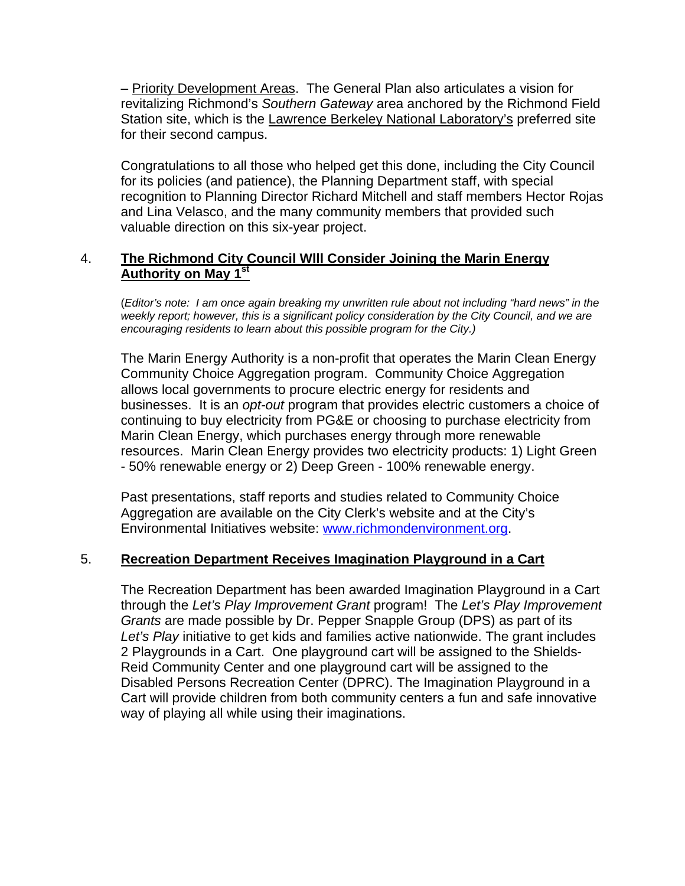– Priority Development Areas. The General Plan also articulates a vision for revitalizing Richmond's *Southern Gateway* area anchored by the Richmond Field Station site, which is the Lawrence Berkeley National Laboratory's preferred site for their second campus.

Congratulations to all those who helped get this done, including the City Council for its policies (and patience), the Planning Department staff, with special recognition to Planning Director Richard Mitchell and staff members Hector Rojas and Lina Velasco, and the many community members that provided such valuable direction on this six-year project.

## 4. The Richmond City Council WIll Consider Joining the Marin Energy Authority on May 1st

(*Editor's note: I am once again breaking my unwritten rule about not including "hard news" in the weekly report; however, this is a significant policy consideration by the City Council, and we are encouraging residents to learn about this possible program for the City.)*

The Marin Energy Authority is a non-profit that operates the Marin Clean Energy Community Choice Aggregation program. Community Choice Aggregation allows local governments to procure electric energy for residents and businesses. It is an *opt-out* program that provides electric customers a choice of continuing to buy electricity from PG&E or choosing to purchase electricity from Marin Clean Energy, which purchases energy through more renewable resources. Marin Clean Energy provides two electricity products: 1) Light Green - 50% renewable energy or 2) Deep Green - 100% renewable energy.

Past presentations, staff reports and studies related to Community Choice Aggregation are available on the City Clerk's website and at the City's Environmental Initiatives website: www.richmondenvironment.org.

## 5. Recreation Department Receives Imagination Playground in a Cart

The Recreation Department has been awarded Imagination Playground in a Cart through the *Let's Play Improvement Grant* program! The *Let's Play Improvement Grants* are made possible by Dr. Pepper Snapple Group (DPS) as part of its *Let's Play* initiative to get kids and families active nationwide. The grant includes 2 Playgrounds in a Cart. One playground cart will be assigned to the Shields-Reid Community Center and one playground cart will be assigned to the Disabled Persons Recreation Center (DPRC). The Imagination Playground in a Cart will provide children from both community centers a fun and safe innovative way of playing all while using their imaginations.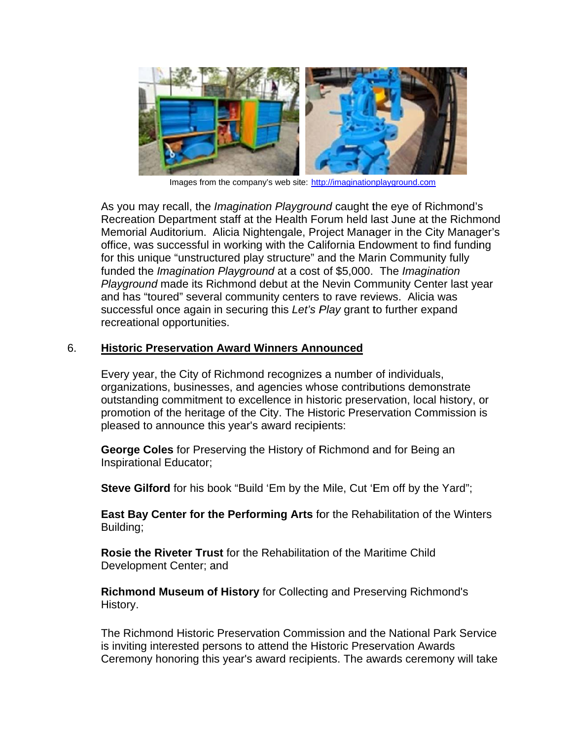Images from the company's web site: http://imaginationplayground.com

As you may recall, the *Imagination Playground* caught the eye of Richmond's Recreation Department staff at the Health Forum held last June at the Richmond Memorial Auditorium. Alicia Nightengale, Project Manager in the City Manager's office, was successful in working with the California Endowment to find funding for this unique "unstructured play structure" and the Marin Community fully funded the *Imagination Playground* at a cost of $5,000. The *Imagination Playground* made its Richmond debut at the Nevin Community Center last year and has "toured" several community centers to rave reviews. Alicia was successful once again in securing this *Let's Play* grant to further expand recreational opportunities.

## 6. <u>Historic Preservation Award Winners Announced</u>

Every year, the City of Richmond recognizes a number of individuals, organizations, businesses, and agencies whose contributions demonstrate outstanding commitment to excellence in historic preservation, local history, or promotion of the heritage of the City. The Historic Preservation Commission is pleased to announce this year's award recipients:

**George Coles** for Preserving the History of Richmond and for Being an Inspirational Educator;

**Steve Gilford** for his book "Build 'Em by the Mile, Cut 'Em off by the Yard";

**East Bay Center for the Performing Arts** for the Rehabilitation of the Winters Building;

**Rosie the Riveter Trust** for the Rehabilitation of the Maritime Child Development Center; and

**Richmond Museum of History** for Collecting and Preserving Richmond's History.

The Richmond Historic Preservation Commission and the National Park Service is inviting interested persons to attend the Historic Preservation Awards Ceremony honoring this year's award recipients. The awards ceremony will take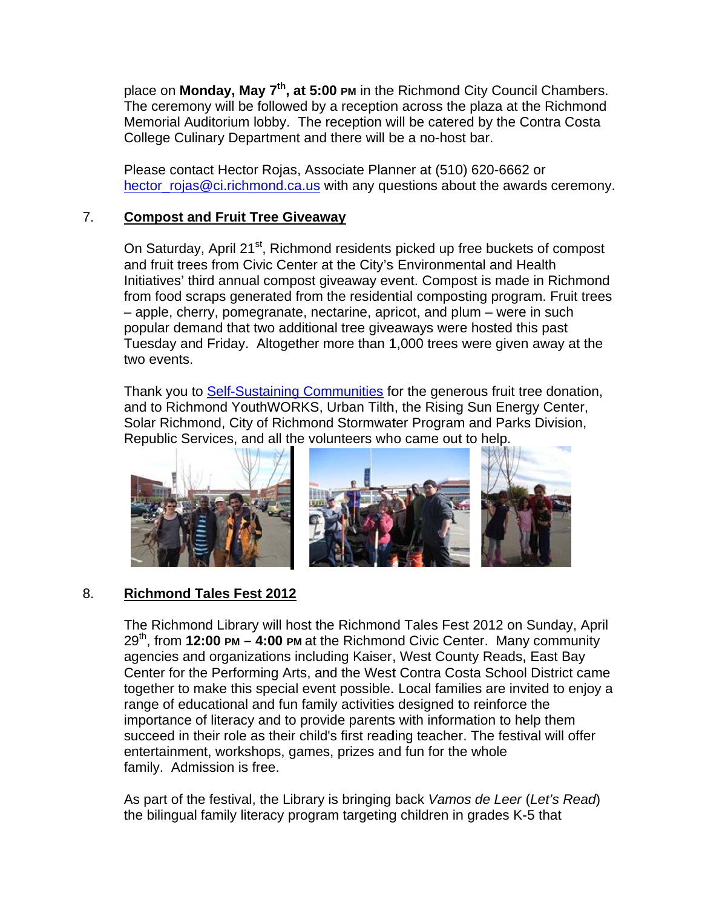place on **Monday, May 7th, at 5:00 PM** in the Richmond City Council Chambers. The ceremony will be followed by a reception across the plaza at the Richmond Memorial Auditorium lobby. The reception will be catered by the Contra Costa College Culinary Department and there will be a no-host bar.

Please contact Hector Rojas, Associate Planner at (510) 620-6662 or hector_rojas@ci.richmond.ca.us with any questions about the awards ceremony.

7. **Compost and Fruit Tree Giveaway**

On Saturday, April 21st, Richmond residents picked up free buckets of compost and fruit trees from Civic Center at the City's Environmental and Health Initiatives' third annual compost giveaway event. Compost is made in Richmond from food scraps generated from the residential composting program. Fruit trees – apple, cherry, pomegranate, nectarine, apricot, and plum – were in such popular demand that two additional tree giveaways were hosted this past Tuesday and Friday. Altogether more than 1,000 trees were given away at the two events.

Thank you to Self-Sustaining Communities for the generous fruit tree donation, and to Richmond YouthWORKS, Urban Tilth, the Rising Sun Energy Center, Solar Richmond, City of Richmond Stormwater Program and Parks Division, Republic Services, and all the volunteers who came out to help.

8. **Richmond Tales Fest 2012**

The Richmond Library will host the Richmond Tales Fest 2012 on Sunday, April 29th, from **12:00 PM – 4:00 PM** at the Richmond Civic Center. Many community agencies and organizations including Kaiser, West County Reads, East Bay Center for the Performing Arts, and the West Contra Costa School District came together to make this special event possible. Local families are invited to enjoy a range of educational and fun family activities designed to reinforce the importance of literacy and to provide parents with information to help them succeed in their role as their child's first reading teacher. The festival will offer entertainment, workshops, games, prizes and fun for the whole family. Admission is free.

As part of the festival, the Library is bringing back *Vamos de Leer* (*Let's Read*) the bilingual family literacy program targeting children in grades K-5 that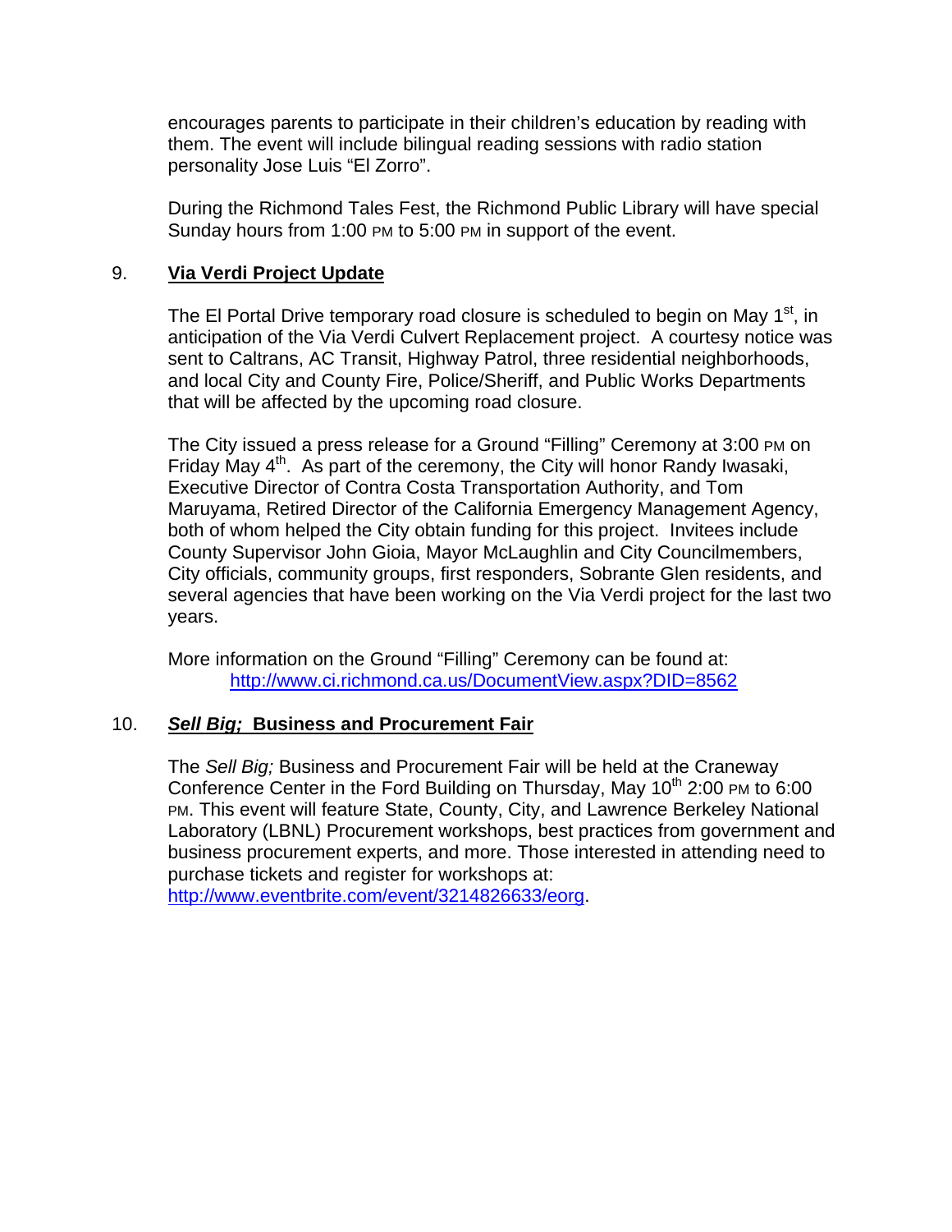encourages parents to participate in their children's education by reading with them. The event will include bilingual reading sessions with radio station personality Jose Luis "El Zorro".

During the Richmond Tales Fest, the Richmond Public Library will have special Sunday hours from 1:00 PM to 5:00 PM in support of the event.

9. **Via Verdi Project Update**

The El Portal Drive temporary road closure is scheduled to begin on May 1st, in anticipation of the Via Verdi Culvert Replacement project. A courtesy notice was sent to Caltrans, AC Transit, Highway Patrol, three residential neighborhoods, and local City and County Fire, Police/Sheriff, and Public Works Departments that will be affected by the upcoming road closure.

The City issued a press release for a Ground "Filling" Ceremony at 3:00 PM on Friday May 4th. As part of the ceremony, the City will honor Randy Iwasaki, Executive Director of Contra Costa Transportation Authority, and Tom Maruyama, Retired Director of the California Emergency Management Agency, both of whom helped the City obtain funding for this project. Invitees include County Supervisor John Gioia, Mayor McLaughlin and City Councilmembers, City officials, community groups, first responders, Sobrante Glen residents, and several agencies that have been working on the Via Verdi project for the last two years.

More information on the Ground "Filling" Ceremony can be found at:
http://www.ci.richmond.ca.us/DocumentView.aspx?DID=8562

10. ***Sell Big;* Business and Procurement Fair**

The *Sell Big;* Business and Procurement Fair will be held at the Craneway Conference Center in the Ford Building on Thursday, May 10th 2:00 PM to 6:00 PM. This event will feature State, County, City, and Lawrence Berkeley National Laboratory (LBNL) Procurement workshops, best practices from government and business procurement experts, and more. Those interested in attending need to purchase tickets and register for workshops at:
http://www.eventbrite.com/event/3214826633/eorg.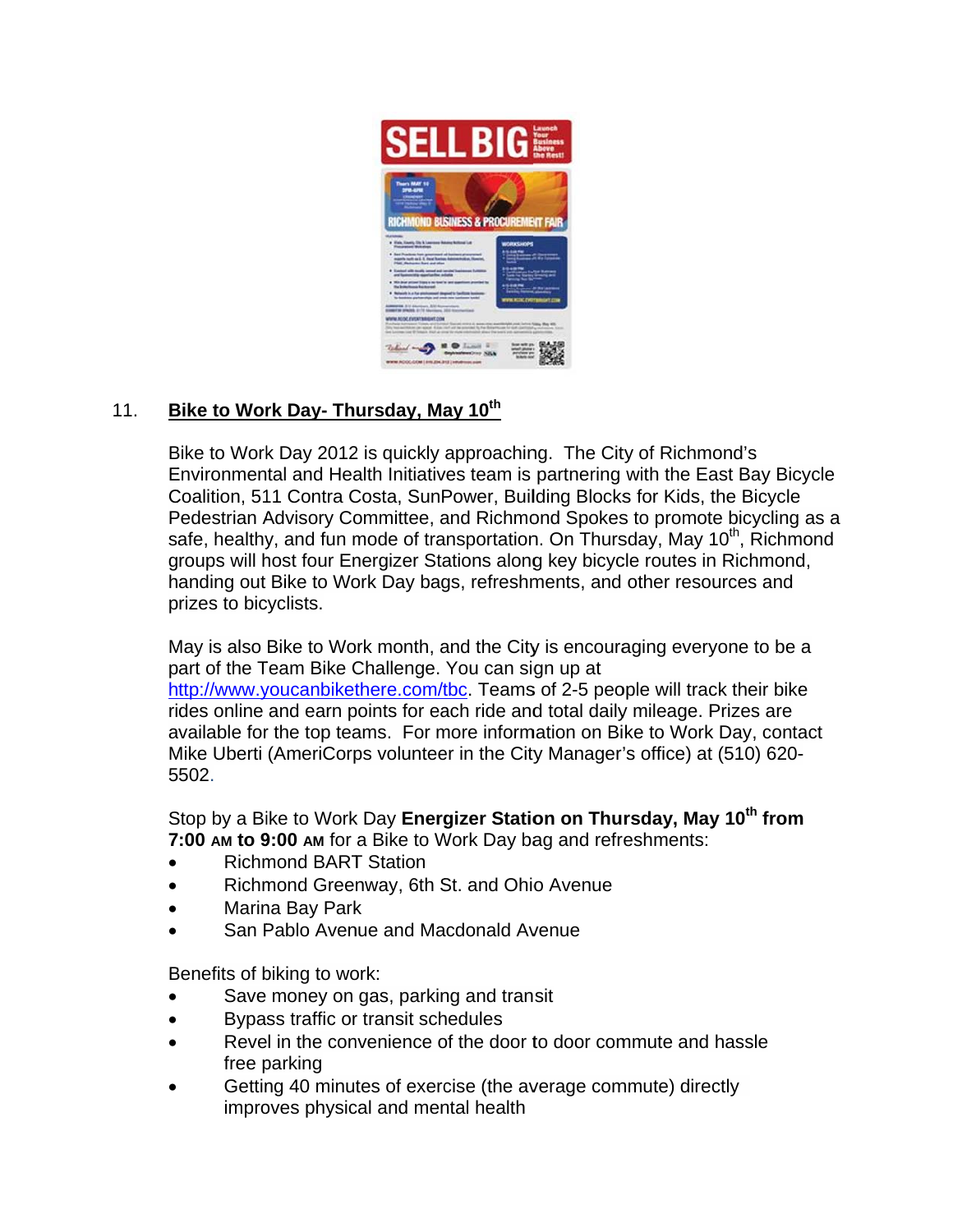11. **Bike to Work Day- Thursday, May 10th**

Bike to Work Day 2012 is quickly approaching. The City of Richmond's Environmental and Health Initiatives team is partnering with the East Bay Bicycle Coalition, 511 Contra Costa, SunPower, Building Blocks for Kids, the Bicycle Pedestrian Advisory Committee, and Richmond Spokes to promote bicycling as a safe, healthy, and fun mode of transportation. On Thursday, May 10th, Richmond groups will host four Energizer Stations along key bicycle routes in Richmond, handing out Bike to Work Day bags, refreshments, and other resources and prizes to bicyclists.

May is also Bike to Work month, and the City is encouraging everyone to be a part of the Team Bike Challenge. You can sign up at http://www.youcanbikethere.com/tbc. Teams of 2-5 people will track their bike rides online and earn points for each ride and total daily mileage. Prizes are available for the top teams. For more information on Bike to Work Day, contact Mike Uberti (AmeriCorps volunteer in the City Manager's office) at (510) 620-5502.

Stop by a Bike to Work Day **Energizer Station on Thursday, May 10th from 7:00 AM to 9:00 AM** for a Bike to Work Day bag and refreshments:

- Richmond BART Station
- Richmond Greenway, 6th St. and Ohio Avenue
- Marina Bay Park
- San Pablo Avenue and Macdonald Avenue

Benefits of biking to work:

- Save money on gas, parking and transit
- Bypass traffic or transit schedules
- Revel in the convenience of the door to door commute and hassle free parking
- Getting 40 minutes of exercise (the average commute) directly improves physical and mental health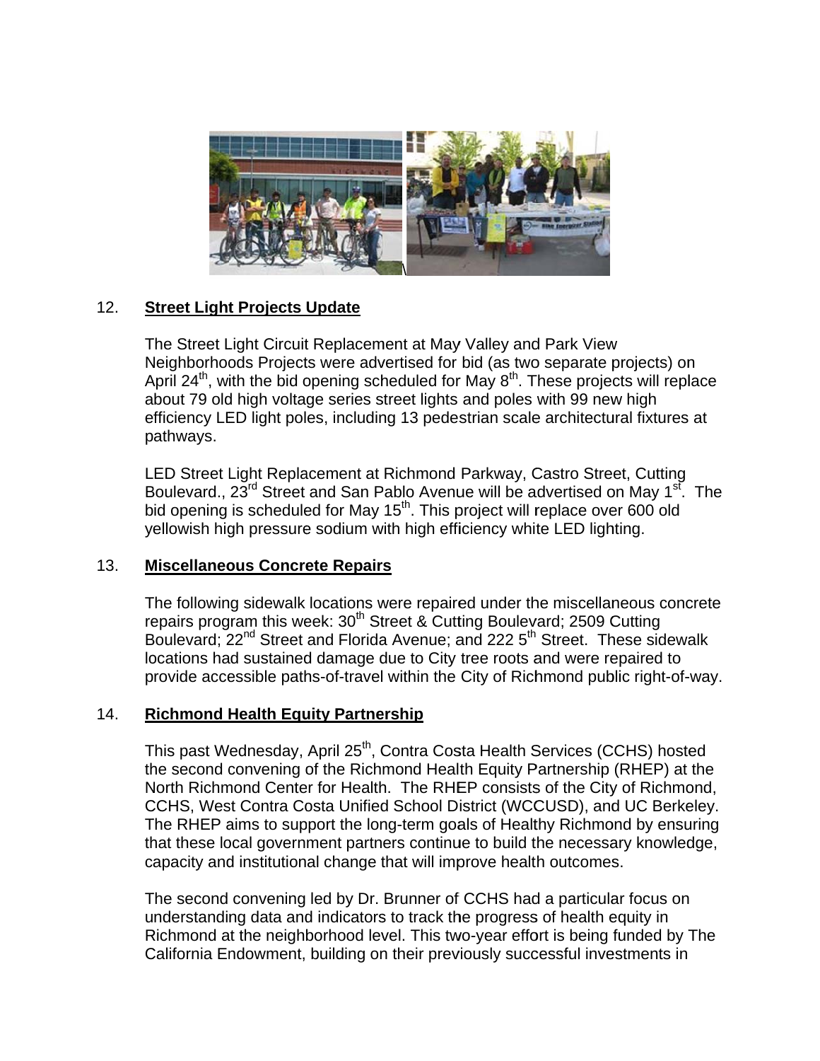## 12. Street Light Projects Update

The Street Light Circuit Replacement at May Valley and Park View Neighborhoods Projects were advertised for bid (as two separate projects) on April 24th, with the bid opening scheduled for May 8th. These projects will replace about 79 old high voltage series street lights and poles with 99 new high efficiency LED light poles, including 13 pedestrian scale architectural fixtures at pathways.

LED Street Light Replacement at Richmond Parkway, Castro Street, Cutting Boulevard., 23rd Street and San Pablo Avenue will be advertised on May 1st. The bid opening is scheduled for May 15th. This project will replace over 600 old yellowish high pressure sodium with high efficiency white LED lighting.

## 13. Miscellaneous Concrete Repairs

The following sidewalk locations were repaired under the miscellaneous concrete repairs program this week: 30th Street & Cutting Boulevard; 2509 Cutting Boulevard; 22nd Street and Florida Avenue; and 222 5th Street. These sidewalk locations had sustained damage due to City tree roots and were repaired to provide accessible paths-of-travel within the City of Richmond public right-of-way.

## 14. Richmond Health Equity Partnership

This past Wednesday, April 25th, Contra Costa Health Services (CCHS) hosted the second convening of the Richmond Health Equity Partnership (RHEP) at the North Richmond Center for Health. The RHEP consists of the City of Richmond, CCHS, West Contra Costa Unified School District (WCCUSD), and UC Berkeley. The RHEP aims to support the long-term goals of Healthy Richmond by ensuring that these local government partners continue to build the necessary knowledge, capacity and institutional change that will improve health outcomes.

The second convening led by Dr. Brunner of CCHS had a particular focus on understanding data and indicators to track the progress of health equity in Richmond at the neighborhood level. This two-year effort is being funded by The California Endowment, building on their previously successful investments in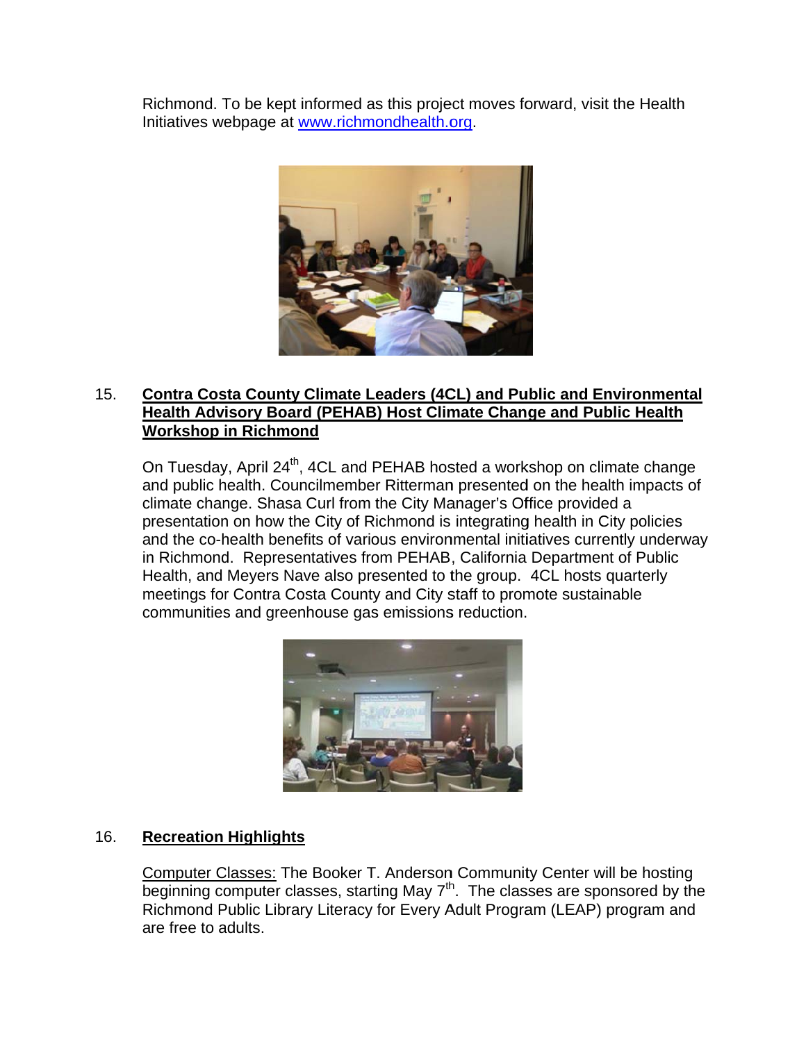Richmond. To be kept informed as this project moves forward, visit the Health Initiatives webpage at [www.richmondhealth.org](http://www.richmondhealth.org).

15. **Contra Costa County Climate Leaders (4CL) and Public and Environmental Health Advisory Board (PEHAB) Host Climate Change and Public Health Workshop in Richmond**

On Tuesday, April 24th, 4CL and PEHAB hosted a workshop on climate change and public health. Councilmember Ritterman presented on the health impacts of climate change. Shasa Curl from the City Manager's Office provided a presentation on how the City of Richmond is integrating health in City policies and the co-health benefits of various environmental initiatives currently underway in Richmond. Representatives from PEHAB, California Department of Public Health, and Meyers Nave also presented to the group. 4CL hosts quarterly meetings for Contra Costa County and City staff to promote sustainable communities and greenhouse gas emissions reduction.

16. **Recreation Highlights**

Computer Classes: The Booker T. Anderson Community Center will be hosting beginning computer classes, starting May 7th. The classes are sponsored by the Richmond Public Library Literacy for Every Adult Program (LEAP) program and are free to adults.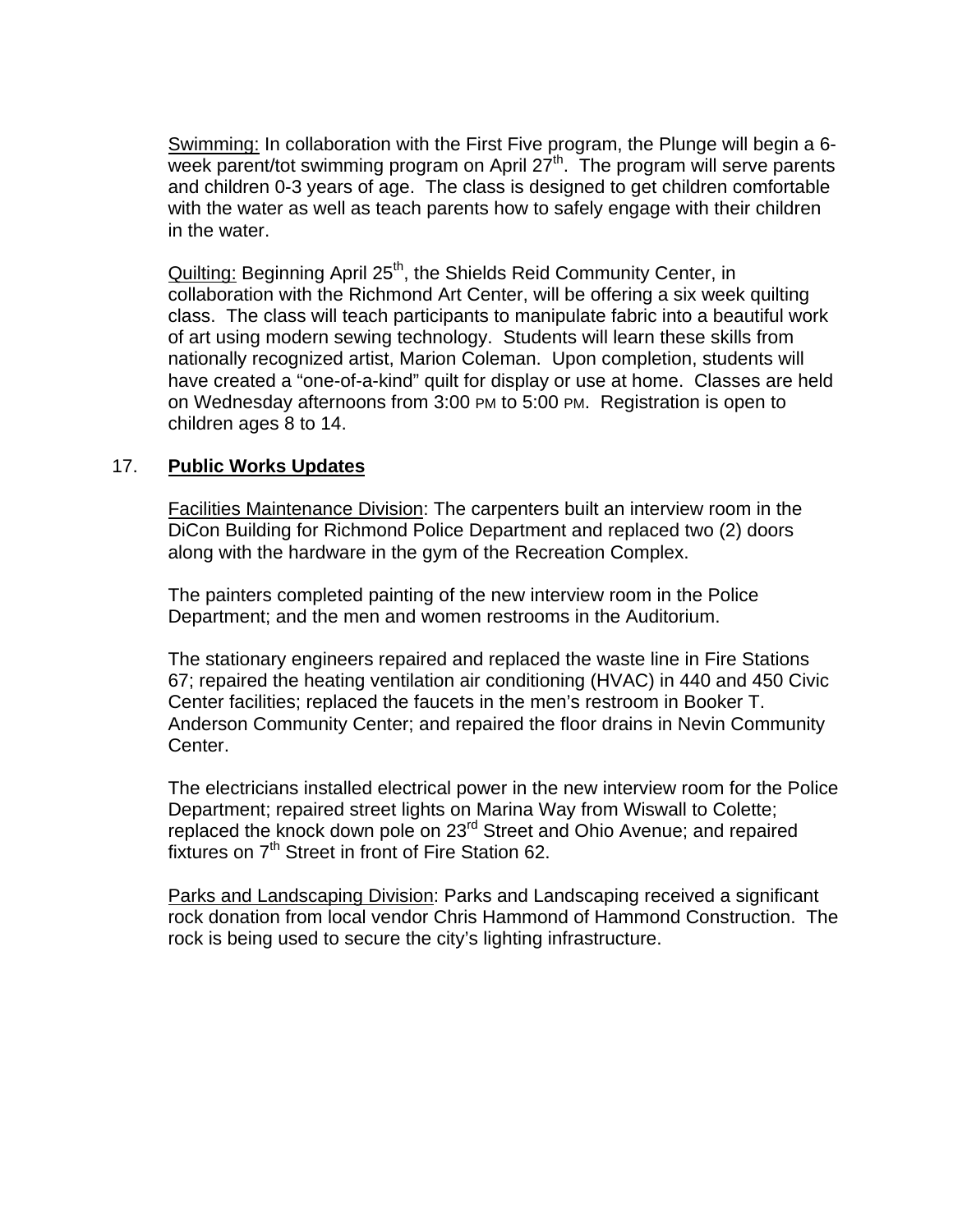Swimming: In collaboration with the First Five program, the Plunge will begin a 6-week parent/tot swimming program on April 27th. The program will serve parents and children 0-3 years of age. The class is designed to get children comfortable with the water as well as teach parents how to safely engage with their children in the water.

Quilting: Beginning April 25th, the Shields Reid Community Center, in collaboration with the Richmond Art Center, will be offering a six week quilting class. The class will teach participants to manipulate fabric into a beautiful work of art using modern sewing technology. Students will learn these skills from nationally recognized artist, Marion Coleman. Upon completion, students will have created a "one-of-a-kind" quilt for display or use at home. Classes are held on Wednesday afternoons from 3:00 PM to 5:00 PM. Registration is open to children ages 8 to 14.

17. **Public Works Updates**

Facilities Maintenance Division: The carpenters built an interview room in the DiCon Building for Richmond Police Department and replaced two (2) doors along with the hardware in the gym of the Recreation Complex.

The painters completed painting of the new interview room in the Police Department; and the men and women restrooms in the Auditorium.

The stationary engineers repaired and replaced the waste line in Fire Stations 67; repaired the heating ventilation air conditioning (HVAC) in 440 and 450 Civic Center facilities; replaced the faucets in the men's restroom in Booker T. Anderson Community Center; and repaired the floor drains in Nevin Community Center.

The electricians installed electrical power in the new interview room for the Police Department; repaired street lights on Marina Way from Wiswall to Colette; replaced the knock down pole on 23rd Street and Ohio Avenue; and repaired fixtures on 7th Street in front of Fire Station 62.

Parks and Landscaping Division: Parks and Landscaping received a significant rock donation from local vendor Chris Hammond of Hammond Construction. The rock is being used to secure the city's lighting infrastructure.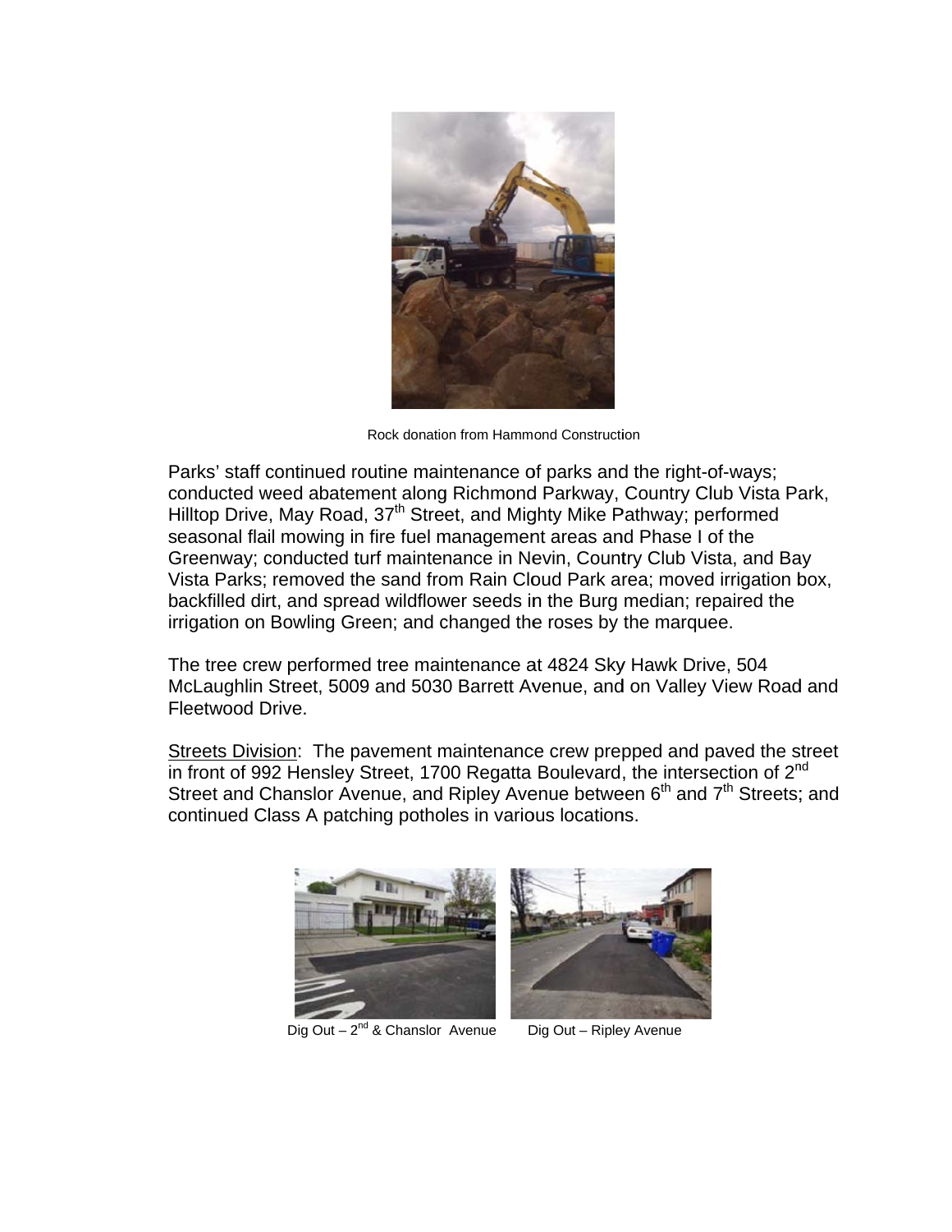Rock donation from Hammond Construction

Parks' staff continued routine maintenance of parks and the right-of-ways; conducted weed abatement along Richmond Parkway, Country Club Vista Park, Hilltop Drive, May Road, 37th Street, and Mighty Mike Pathway; performed seasonal flail mowing in fire fuel management areas and Phase I of the Greenway; conducted turf maintenance in Nevin, Country Club Vista, and Bay Vista Parks; removed the sand from Rain Cloud Park area; moved irrigation box, backfilled dirt, and spread wildflower seeds in the Burg median; repaired the irrigation on Bowling Green; and changed the roses by the marquee.

The tree crew performed tree maintenance at 4824 Sky Hawk Drive, 504 McLaughlin Street, 5009 and 5030 Barrett Avenue, and on Valley View Road and Fleetwood Drive.

Streets Division: The pavement maintenance crew prepped and paved the street in front of 992 Hensley Street, 1700 Regatta Boulevard, the intersection of 2nd Street and Chanslor Avenue, and Ripley Avenue between 6th and 7th Streets; and continued Class A patching potholes in various locations.

Dig Out – 2nd & Chanslor Avenue

Dig Out – Ripley Avenue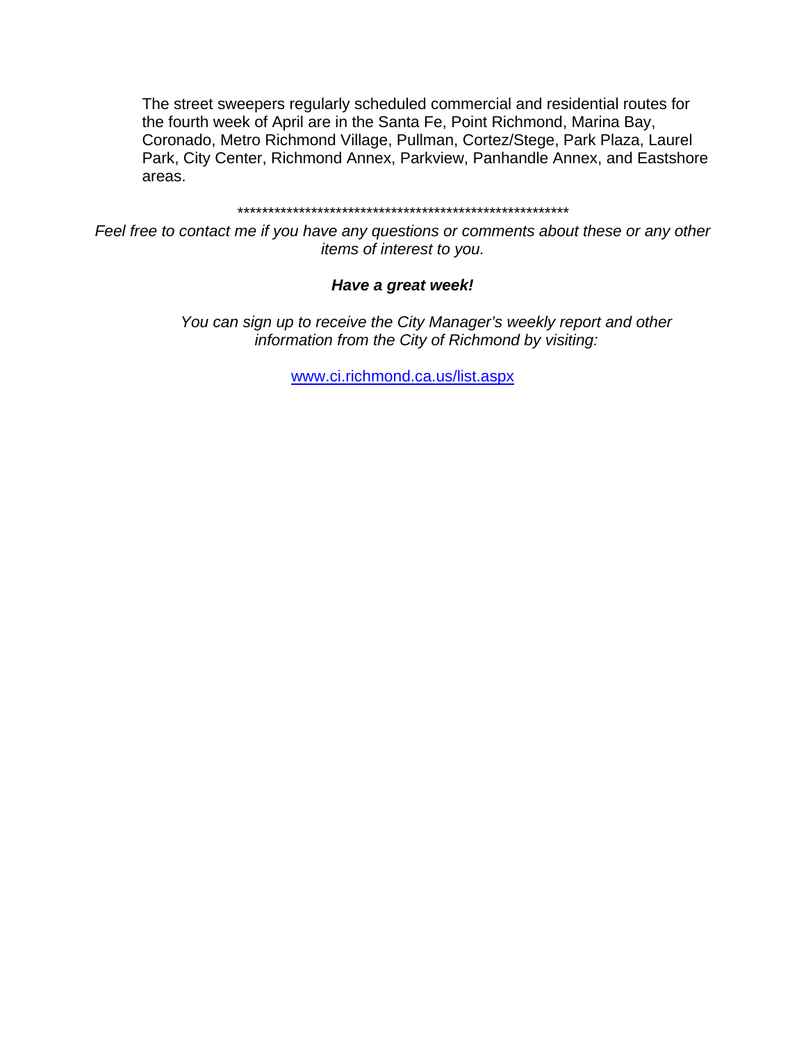The street sweepers regularly scheduled commercial and residential routes for the fourth week of April are in the Santa Fe, Point Richmond, Marina Bay, Coronado, Metro Richmond Village, Pullman, Cortez/Stege, Park Plaza, Laurel Park, City Center, Richmond Annex, Parkview, Panhandle Annex, and Eastshore areas.

*******************************************************

*Feel free to contact me if you have any questions or comments about these or any other items of interest to you.*

***Have a great week!***

*You can sign up to receive the City Manager's weekly report and other information from the City of Richmond by visiting:*

[www.ci.richmond.ca.us/list.aspx](http://www.ci.richmond.ca.us/list.aspx)